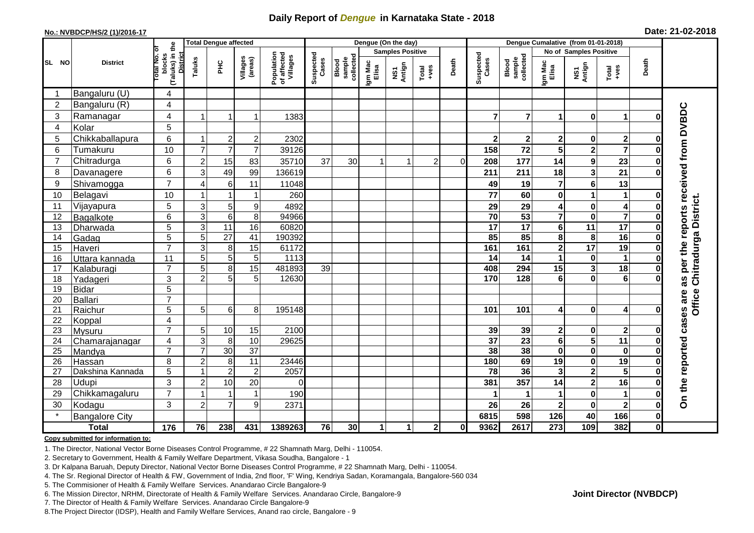# Daily Report of *Dengue* in Karnataka State - 2018

**No.: NVBDCP/HS/2 (1)/2016-17**

**Date: 21-02-2018**

| SL NO | District | Total No. of blocks (Taluks) in the District | Total Dengue affected | | | | Dengue (On the day) | | | | | | | Dengue Cumalative (from 01-01-2018) | | | | | | | |
|---|---|---|---|---|---|---|---|---|---|---|---|---|---|---|---|---|---|---|---|---|
| | | | Taluks | PHC | Villages (areas) | Population of affected Villages | Suspected Cases | Blood sample collected | Samples Positive | | | Death | Suspected Cases | Blood sample collected | No of Samples Positive | | | Death | |
| | | | | | | | | | Igm Mac Elisa | NS1 Antign | Total +ves | | | | Igm Mac Elisa | NS1 Antign | Total +ves | | |
| 1 | Bangaluru (U) | 4 | | | | | | | | | | | | | | | | | On the reported cases are as per the reports received from DVBDC Office Chitradurga District. |
| 2 | Bangaluru (R) | 4 | | | | | | | | | | | | | | | | | |
| 3 | Ramanagar | 4 | 1 | 1 | 1 | 1383 | | | | | | | 7 | 7 | 1 | 0 | 1 | 0 | |
| 4 | Kolar | 5 | | | | | | | | | | | | | | | | | |
| 5 | Chikkaballapura | 6 | 1 | 2 | 2 | 2302 | | | | | | | 2 | 2 | 2 | 0 | 2 | 0 | |
| 6 | Tumakuru | 10 | 7 | 7 | 7 | 39126 | | | | | | | 158 | 72 | 5 | 2 | 7 | 0 | |
| 7 | Chitradurga | 6 | 2 | 15 | 83 | 35710 | 37 | 30 | 1 | 1 | 2 | 0 | 208 | 177 | 14 | 9 | 23 | 0 | |
| 8 | Davanagere | 6 | 3 | 49 | 99 | 136619 | | | | | | | 211 | 211 | 18 | 3 | 21 | 0 | |
| 9 | Shivamogga | 7 | 4 | 6 | 11 | 11048 | | | | | | | 49 | 19 | 7 | 6 | 13 | | |
| 10 | Belagavi | 10 | 1 | 1 | 1 | 260 | | | | | | | 77 | 60 | 0 | 1 | 1 | 0 | |
| 11 | Vijayapura | 5 | 3 | 5 | 9 | 4892 | | | | | | | 29 | 29 | 4 | 0 | 4 | 0 | |
| 12 | Bagalkote | 6 | 3 | 6 | 8 | 94966 | | | | | | | 70 | 53 | 7 | 0 | 7 | 0 | |
| 13 | Dharwada | 5 | 3 | 11 | 16 | 60820 | | | | | | | 17 | 17 | 6 | 11 | 17 | 0 | |
| 14 | Gadag | 5 | 5 | 27 | 41 | 190392 | | | | | | | 85 | 85 | 8 | 8 | 16 | 0 | |
| 15 | Haveri | 7 | 3 | 8 | 15 | 61172 | | | | | | | 161 | 161 | 2 | 17 | 19 | 0 | |
| 16 | Uttara kannada | 11 | 5 | 5 | 5 | 1113 | | | | | | | 14 | 14 | 1 | 0 | 1 | 0 | |
| 17 | Kalaburagi | 7 | 5 | 8 | 15 | 481893 | 39 | | | | | | 408 | 294 | 15 | 3 | 18 | 0 | |
| 18 | Yadageri | 3 | 2 | 5 | 5 | 12630 | | | | | | | 170 | 128 | 6 | 0 | 6 | 0 | |
| 19 | Bidar | 5 | | | | | | | | | | | | | | | | | |
| 20 | Ballari | 7 | | | | | | | | | | | | | | | | | |
| 21 | Raichur | 5 | 5 | 6 | 8 | 195148 | | | | | | | 101 | 101 | 4 | 0 | 4 | 0 | |
| 22 | Koppal | 4 | | | | | | | | | | | | | | | | | |
| 23 | Mysuru | 7 | 5 | 10 | 15 | 2100 | | | | | | | 39 | 39 | 2 | 0 | 2 | 0 | |
| 24 | Chamarajanagar | 4 | 3 | 8 | 10 | 29625 | | | | | | | 37 | 23 | 6 | 5 | 11 | 0 | |
| 25 | Mandya | 7 | 7 | 30 | 37 | | | | | | | | 38 | 38 | 0 | 0 | 0 | 0 | |
| 26 | Hassan | 8 | 2 | 8 | 11 | 23446 | | | | | | | 180 | 69 | 19 | 0 | 19 | 0 | |
| 27 | Dakshina Kannada | 5 | 1 | 2 | 2 | 2057 | | | | | | | 78 | 36 | 3 | 2 | 5 | 0 | |
| 28 | Udupi | 3 | 2 | 10 | 20 | 0 | | | | | | | 381 | 357 | 14 | 2 | 16 | 0 | |
| 29 | Chikkamagaluru | 7 | 1 | 1 | 1 | 190 | | | | | | | 1 | 1 | 1 | 0 | 1 | 0 | |
| 30 | Kodagu | 3 | 2 | 7 | 9 | 2371 | | | | | | | 26 | 26 | 2 | 0 | 2 | 0 | |
| * | Bangalore City | | | | | | | | | | | | 6815 | 598 | 126 | 40 | 166 | 0 | |
| | **Total** | **176** | **76** | **238** | **431** | **1389263** | **76** | **30** | **1** | **1** | **2** | **0** | **9362** | **2617** | **273** | **109** | **382** | **0** | |

**Copy submitted for information to:**

1. The Director, National Vector Borne Diseases Control Programme, # 22 Shamnath Marg, Delhi - 110054.
2. Secretary to Government, Health & Family Welfare Department, Vikasa Soudha, Bangalore - 1
3. Dr Kalpana Baruah, Deputy Director, National Vector Borne Diseases Control Programme, # 22 Shamnath Marg, Delhi - 110054.
4. The Sr. Regional Director of Health & FW, Government of India, 2nd floor, 'F' Wing, Kendriya Sadan, Koramangala, Bangalore-560 034
5. The Commisioner of Health & Family Welfare Services. Anandarao Circle Bangalore-9
6. The Mission Director, NRHM, Directorate of Health & Family Welfare Services. Anandarao Circle, Bangalore-9
7. The Director of Health & Family Welfare Services. Anandarao Circle Bangalore-9
8. The Project Director (IDSP), Health and Family Welfare Services, Anand rao circle, Bangalore - 9

**Joint Director (NVBDCP)**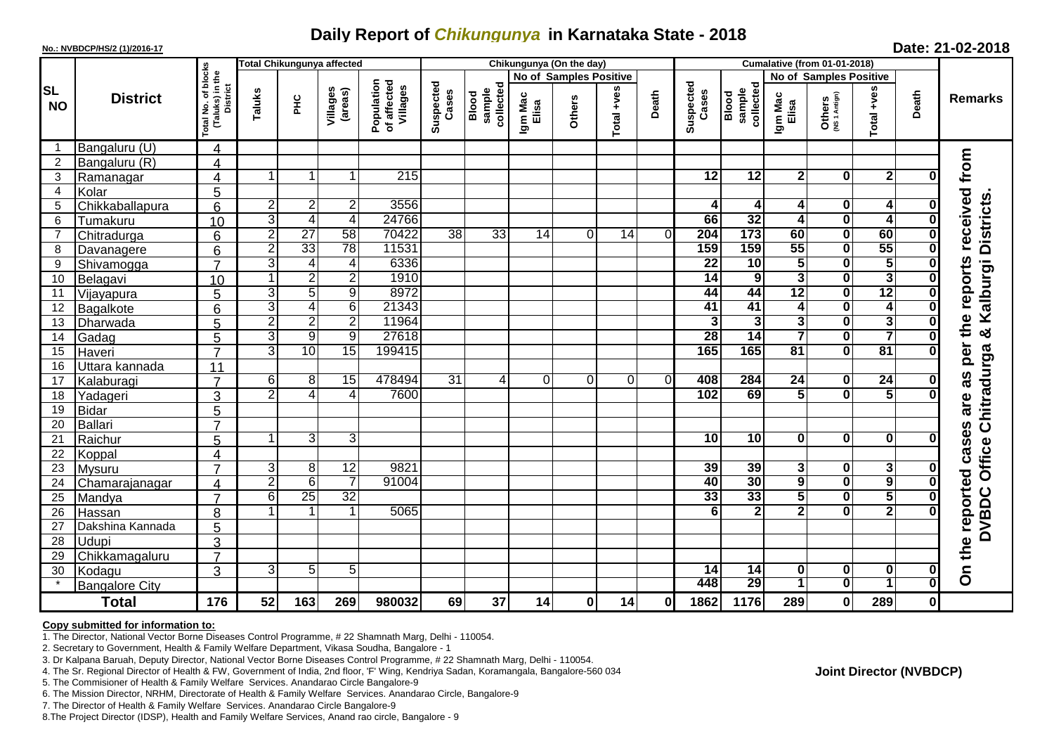# Daily Report of *Chikungunya* in Karnataka State - 2018

**No.: NVBDCP/HS/2 (1)/2016-17**

**Date: 21-02-2018**

| SL NO | District | Total No. of blocks (Taluks) in the District | Total Chikungunya affected | | | | Chikungunya (On the day) | | | | | | | Cumalative (from 01-01-2018) | | | | | | | Remarks |
|---|---|---|---|---|---|---|---|---|---|---|---|---|---|---|---|---|---|---|---|---|---|
| | | | | | | | | | No of Samples Positive | | | | | | | No of Samples Positive | | | | | |
| | | | Taluks | PHC | Villages (areas) | Population of affected Villages | Suspected Cases | Blood sample collected | Igm Mac Elisa | Others | Total +ves | Death | Suspected Cases | Blood sample collected | Igm Mac Elisa | Others (NS 1 Antign) | Total +ves | Death | |
| 1 | Bangaluru (U) | 4 | | | | | | | | | | | | | | | | | On the reported cases are as per the reports received from DVBDC Office Chitradurga & Kalburgi Districts. |
| 2 | Bangaluru (R) | 4 | | | | | | | | | | | | | | | | | |
| 3 | Ramanagar | 4 | 1 | 1 | 1 | 215 | | | | | | | 12 | 12 | 2 | 0 | 2 | 0 | |
| 4 | Kolar | 5 | | | | | | | | | | | | | | | | | |
| 5 | Chikkaballapura | 6 | 2 | 2 | 2 | 3556 | | | | | | | 4 | 4 | 4 | 0 | 4 | 0 | |
| 6 | Tumakuru | 10 | 3 | 4 | 4 | 24766 | | | | | | | 66 | 32 | 4 | 0 | 4 | 0 | |
| 7 | Chitradurga | 6 | 2 | 27 | 58 | 70422 | 38 | 33 | 14 | 0 | 14 | 0 | 204 | 173 | 60 | 0 | 60 | 0 | |
| 8 | Davanagere | 6 | 2 | 33 | 78 | 11531 | | | | | | | 159 | 159 | 55 | 0 | 55 | 0 | |
| 9 | Shivamogga | 7 | 3 | 4 | 4 | 6336 | | | | | | | 22 | 10 | 5 | 0 | 5 | 0 | |
| 10 | Belagavi | 10 | 1 | 2 | 2 | 1910 | | | | | | | 14 | 9 | 3 | 0 | 3 | 0 | |
| 11 | Vijayapura | 5 | 3 | 5 | 9 | 8972 | | | | | | | 44 | 44 | 12 | 0 | 12 | 0 | |
| 12 | Bagalkote | 6 | 3 | 4 | 6 | 21343 | | | | | | | 41 | 41 | 4 | 0 | 4 | 0 | |
| 13 | Dharwada | 5 | 2 | 2 | 2 | 11964 | | | | | | | 3 | 3 | 3 | 0 | 3 | 0 | |
| 14 | Gadag | 5 | 3 | 9 | 9 | 27618 | | | | | | | 28 | 14 | 7 | 0 | 7 | 0 | |
| 15 | Haveri | 7 | 3 | 10 | 15 | 199415 | | | | | | | 165 | 165 | 81 | 0 | 81 | 0 | |
| 16 | Uttara kannada | 11 | | | | | | | | | | | | | | | | | |
| 17 | Kalaburagi | 7 | 6 | 8 | 15 | 478494 | 31 | 4 | 0 | 0 | 0 | 0 | 408 | 284 | 24 | 0 | 24 | 0 | |
| 18 | Yadageri | 3 | 2 | 4 | 4 | 7600 | | | | | | | 102 | 69 | 5 | 0 | 5 | 0 | |
| 19 | Bidar | 5 | | | | | | | | | | | | | | | | | |
| 20 | Ballari | 7 | | | | | | | | | | | | | | | | | |
| 21 | Raichur | 5 | 1 | 3 | 3 | | | | | | | | 10 | 10 | 0 | 0 | 0 | 0 | |
| 22 | Koppal | 4 | | | | | | | | | | | | | | | | | |
| 23 | Mysuru | 7 | 3 | 8 | 12 | 9821 | | | | | | | 39 | 39 | 3 | 0 | 3 | 0 | |
| 24 | Chamarajanagar | 4 | 2 | 6 | 7 | 91004 | | | | | | | 40 | 30 | 9 | 0 | 9 | 0 | |
| 25 | Mandya | 7 | 6 | 25 | 32 | | | | | | | | 33 | 33 | 5 | 0 | 5 | 0 | |
| 26 | Hassan | 8 | 1 | 1 | 1 | 5065 | | | | | | | 6 | 2 | 2 | 0 | 2 | 0 | |
| 27 | Dakshina Kannada | 5 | | | | | | | | | | | | | | | | | |
| 28 | Udupi | 3 | | | | | | | | | | | | | | | | | |
| 29 | Chikkamagaluru | 7 | | | | | | | | | | | | | | | | | |
| 30 | Kodagu | 3 | 3 | 5 | 5 | | | | | | | | 14 | 14 | 0 | 0 | 0 | 0 | |
| * | Bangalore City | | | | | | | | | | | | 448 | 29 | 1 | 0 | 1 | 0 | |
| | **Total** | **176** | **52** | **163** | **269** | **980032** | **69** | **37** | **14** | **0** | **14** | **0** | **1862** | **1176** | **289** | **0** | **289** | **0** | |

**Copy submitted for information to:**

1. The Director, National Vector Borne Diseases Control Programme, # 22 Shamnath Marg, Delhi - 110054.
2. Secretary to Government, Health & Family Welfare Department, Vikasa Soudha, Bangalore - 1
3. Dr Kalpana Baruah, Deputy Director, National Vector Borne Diseases Control Programme, # 22 Shamnath Marg, Delhi - 110054.
4. The Sr. Regional Director of Health & FW, Government of India, 2nd floor, 'F' Wing, Kendriya Sadan, Koramangala, Bangalore-560 034
5. The Commisioner of Health & Family Welfare Services. Anandarao Circle Bangalore-9
6. The Mission Director, NRHM, Directorate of Health & Family Welfare Services. Anandarao Circle, Bangalore-9
7. The Director of Health & Family Welfare Services. Anandarao Circle Bangalore-9
8. The Project Director (IDSP), Health and Family Welfare Services, Anand rao circle, Bangalore - 9

**Joint Director (NVBDCP)**